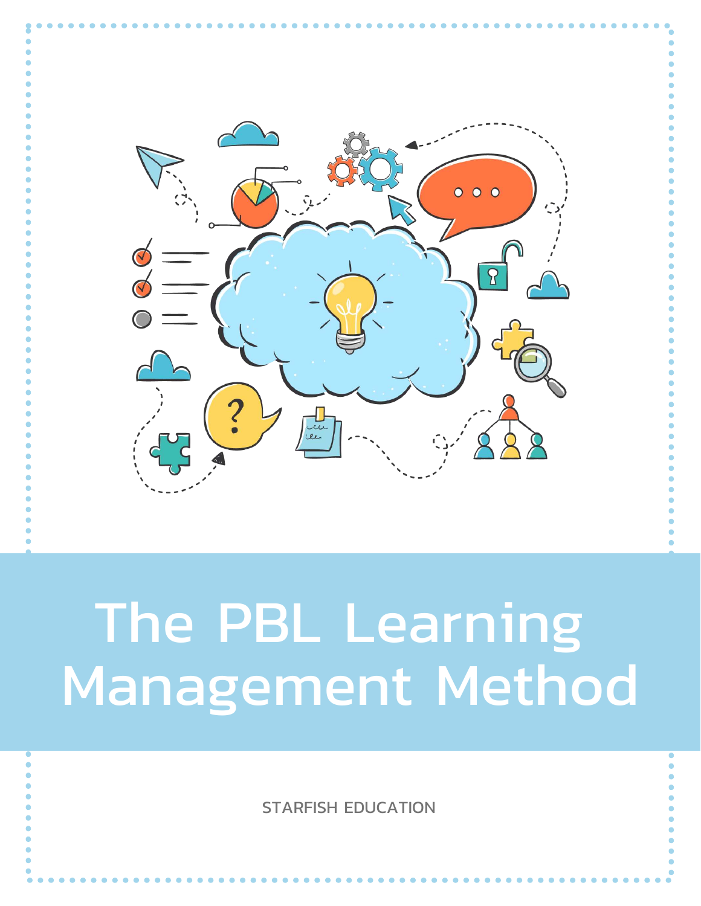# The PBL Learning Management Method

STARFISH EDUCATION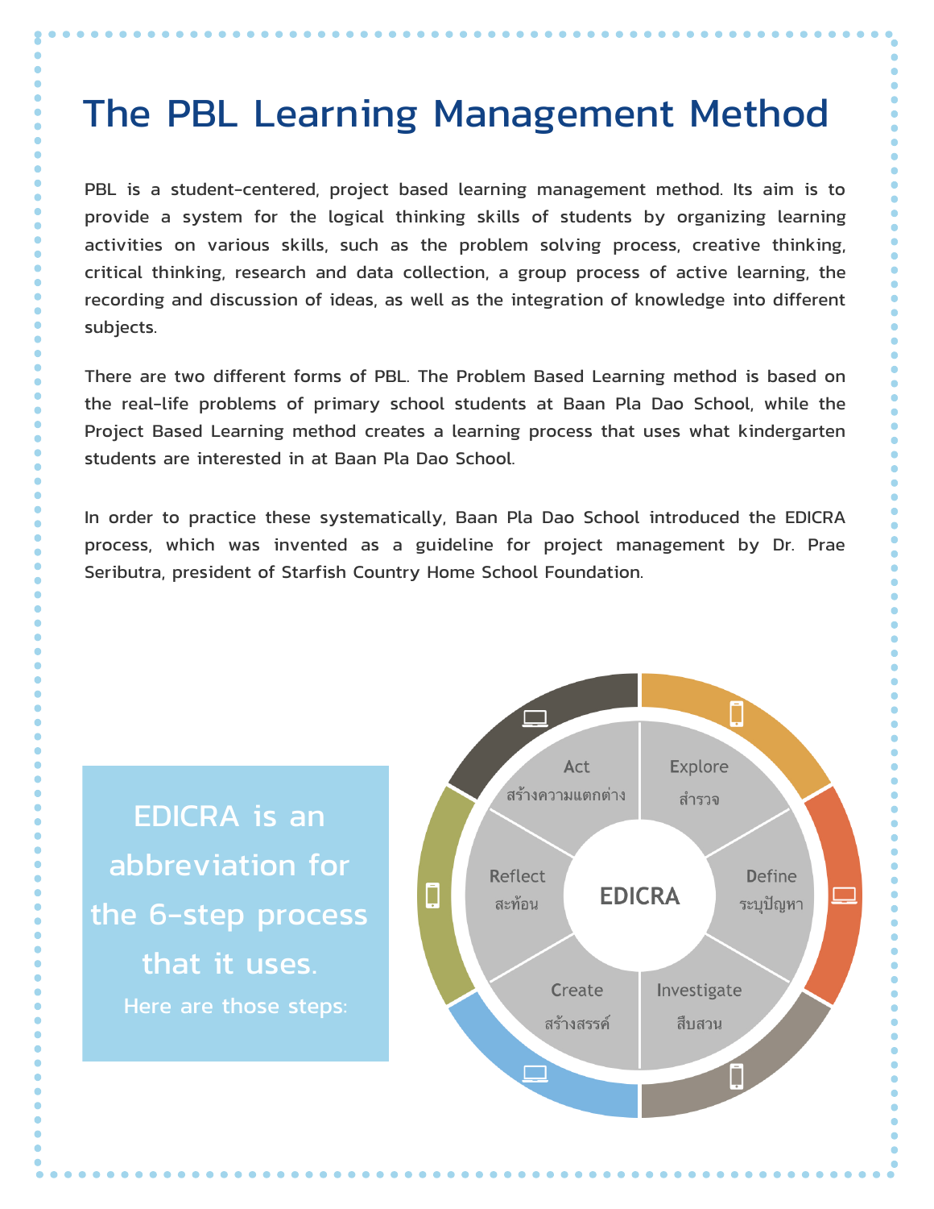# The PBL Learning Management Method

PBL is a student-centered, project based learning management method. Its aim is to provide a system for the logical thinking skills of students by organizing learning activities on various skills, such as the problem solving process, creative thinking, critical thinking, research and data collection, a group process of active learning, the recording and discussion of ideas, as well as the integration of knowledge into different subjects.

There are two different forms of PBL. The Problem Based Learning method is based on the real-life problems of primary school students at Baan Pla Dao School, while the Project Based Learning method creates a learning process that uses what kindergarten students are interested in at Baan Pla Dao School.

In order to practice these systematically, Baan Pla Dao School introduced the EDICRA process, which was invented as a guideline for project management by Dr. Prae Seributra, president of Starfish Country Home School Foundation.

EDICRA is an abbreviation for the 6-step process that it uses.

Here are those steps:

EDICRA

- Explore สำรวจ
- Define ระบุปัญหา
- Investigate สืบสวน
- Create สร้างสรรค์
- Reflect สะท้อน
- Act สร้างความแตกต่าง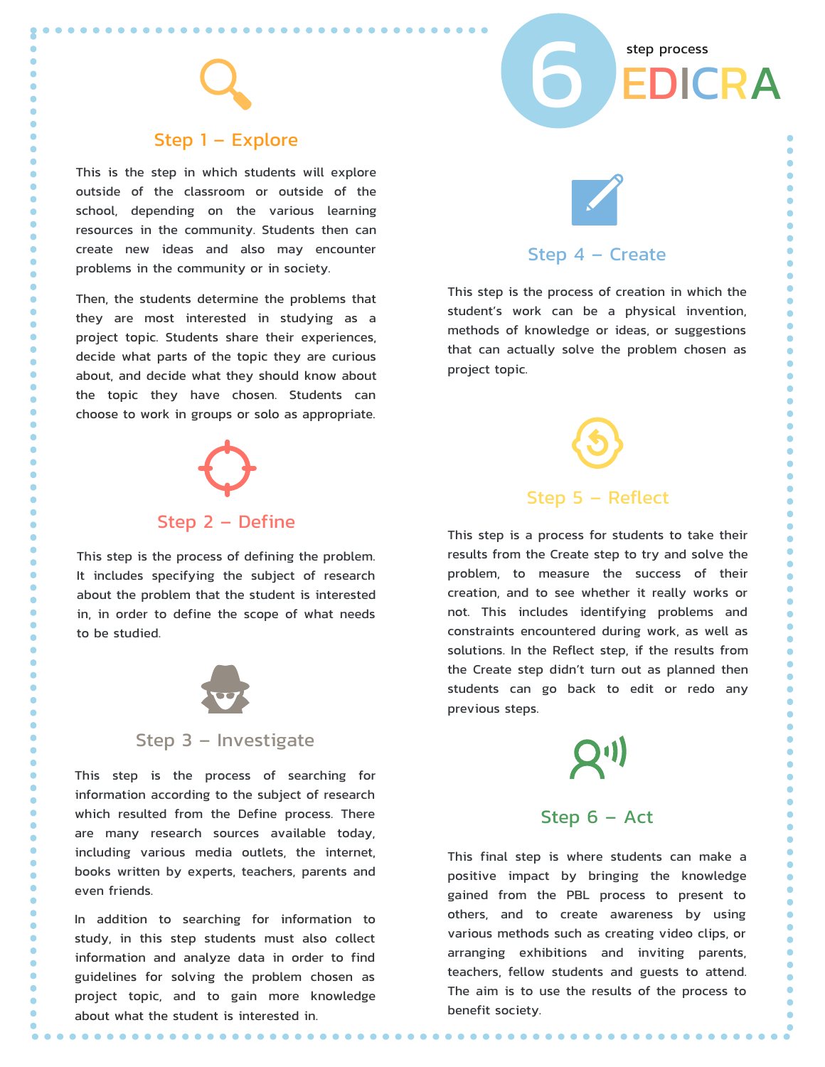# 6 step process EDICRA

## Step 1 – Explore

This is the step in which students will explore outside of the classroom or outside of the school, depending on the various learning resources in the community. Students then can create new ideas and also may encounter problems in the community or in society.

Then, the students determine the problems that they are most interested in studying as a project topic. Students share their experiences, decide what parts of the topic they are curious about, and decide what they should know about the topic they have chosen. Students can choose to work in groups or solo as appropriate.

## Step 2 – Define

This step is the process of defining the problem. It includes specifying the subject of research about the problem that the student is interested in, in order to define the scope of what needs to be studied.

## Step 3 – Investigate

This step is the process of searching for information according to the subject of research which resulted from the Define process. There are many research sources available today, including various media outlets, the internet, books written by experts, teachers, parents and even friends.

In addition to searching for information to study, in this step students must also collect information and analyze data in order to find guidelines for solving the problem chosen as project topic, and to gain more knowledge about what the student is interested in.

## Step 4 – Create

This step is the process of creation in which the student's work can be a physical invention, methods of knowledge or ideas, or suggestions that can actually solve the problem chosen as project topic.

## Step 5 – Reflect

This step is a process for students to take their results from the Create step to try and solve the problem, to measure the success of their creation, and to see whether it really works or not. This includes identifying problems and constraints encountered during work, as well as solutions. In the Reflect step, if the results from the Create step didn't turn out as planned then students can go back to edit or redo any previous steps.

## Step 6 – Act

This final step is where students can make a positive impact by bringing the knowledge gained from the PBL process to present to others, and to create awareness by using various methods such as creating video clips, or arranging exhibitions and inviting parents, teachers, fellow students and guests to attend. The aim is to use the results of the process to benefit society.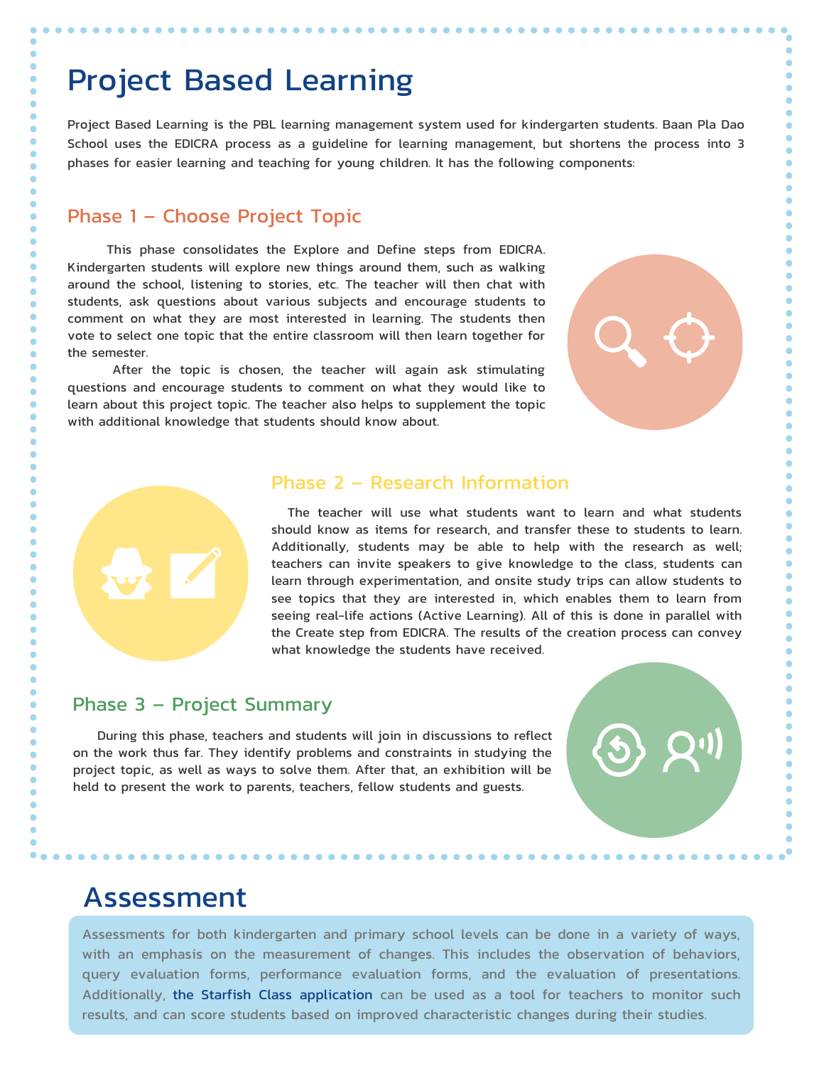# Project Based Learning

Project Based Learning is the PBL learning management system used for kindergarten students. Baan Pla Dao School uses the EDICRA process as a guideline for learning management, but shortens the process into 3 phases for easier learning and teaching for young children. It has the following components:

## Phase 1 – Choose Project Topic

This phase consolidates the Explore and Define steps from EDICRA. Kindergarten students will explore new things around them, such as walking around the school, listening to stories, etc. The teacher will then chat with students, ask questions about various subjects and encourage students to comment on what they are most interested in learning. The students then vote to select one topic that the entire classroom will then learn together for the semester.

After the topic is chosen, the teacher will again ask stimulating questions and encourage students to comment on what they would like to learn about this project topic. The teacher also helps to supplement the topic with additional knowledge that students should know about.

## Phase 2 – Research Information

The teacher will use what students want to learn and what students should know as items for research, and transfer these to students to learn. Additionally, students may be able to help with the research as well; teachers can invite speakers to give knowledge to the class, students can learn through experimentation, and onsite study trips can allow students to see topics that they are interested in, which enables them to learn from seeing real-life actions (Active Learning). All of this is done in parallel with the Create step from EDICRA. The results of the creation process can convey what knowledge the students have received.

## Phase 3 – Project Summary

During this phase, teachers and students will join in discussions to reflect on the work thus far. They identify problems and constraints in studying the project topic, as well as ways to solve them. After that, an exhibition will be held to present the work to parents, teachers, fellow students and guests.

# Assessment

Assessments for both kindergarten and primary school levels can be done in a variety of ways, with an emphasis on the measurement of changes. This includes the observation of behaviors, query evaluation forms, performance evaluation forms, and the evaluation of presentations. Additionally, the Starfish Class application can be used as a tool for teachers to monitor such results, and can score students based on improved characteristic changes during their studies.